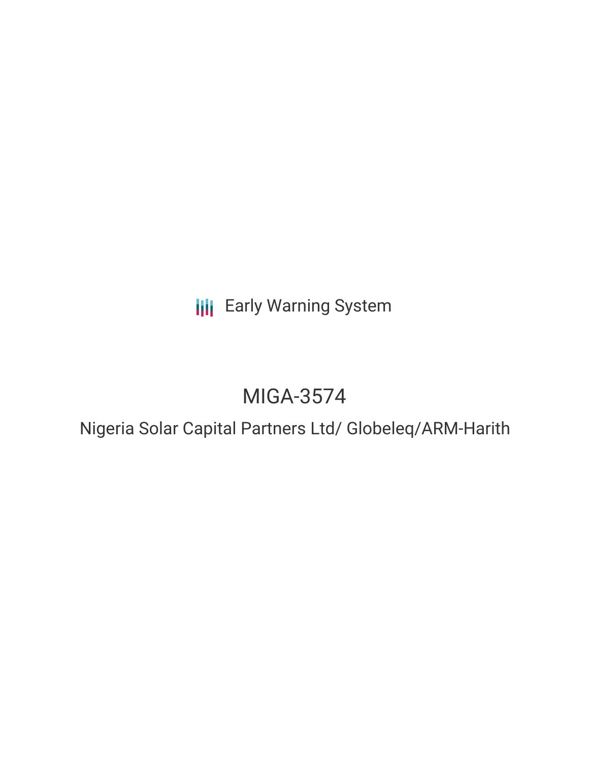Early Warning System

# MIGA-3574

## Nigeria Solar Capital Partners Ltd/ Globeleq/ARM-Harith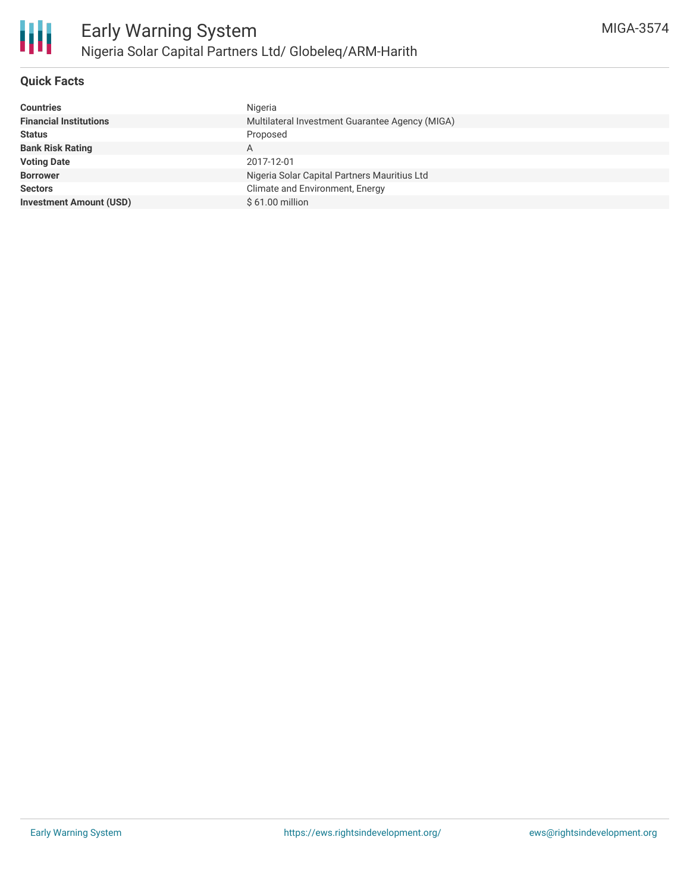# Early Warning System

## Nigeria Solar Capital Partners Ltd/ Globeleq/ARM-Harith

MIGA-3574

### Quick Facts

| | |
|---|---|
| **Countries** | Nigeria |
| **Financial Institutions** | Multilateral Investment Guarantee Agency (MIGA) |
| **Status** | Proposed |
| **Bank Risk Rating** | A |
| **Voting Date** | 2017-12-01 |
| **Borrower** | Nigeria Solar Capital Partners Mauritius Ltd |
| **Sectors** | Climate and Environment, Energy |
| **Investment Amount (USD)** | $ 61.00 million |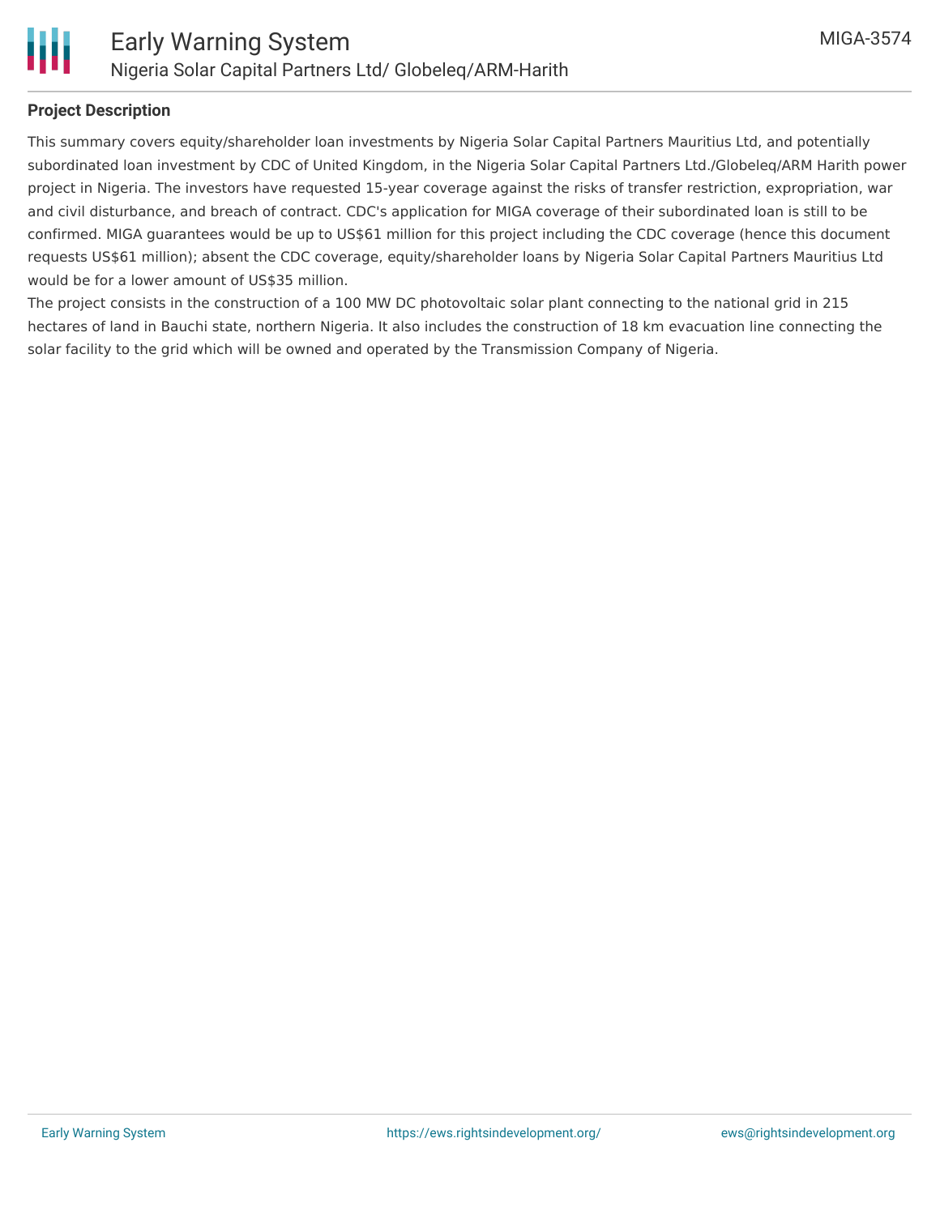## Project Description

This summary covers equity/shareholder loan investments by Nigeria Solar Capital Partners Mauritius Ltd, and potentially subordinated loan investment by CDC of United Kingdom, in the Nigeria Solar Capital Partners Ltd./Globeleq/ARM Harith power project in Nigeria. The investors have requested 15-year coverage against the risks of transfer restriction, expropriation, war and civil disturbance, and breach of contract. CDC's application for MIGA coverage of their subordinated loan is still to be confirmed. MIGA guarantees would be up to US$61 million for this project including the CDC coverage (hence this document requests US$61 million); absent the CDC coverage, equity/shareholder loans by Nigeria Solar Capital Partners Mauritius Ltd would be for a lower amount of US$35 million.

The project consists in the construction of a 100 MW DC photovoltaic solar plant connecting to the national grid in 215 hectares of land in Bauchi state, northern Nigeria. It also includes the construction of 18 km evacuation line connecting the solar facility to the grid which will be owned and operated by the Transmission Company of Nigeria.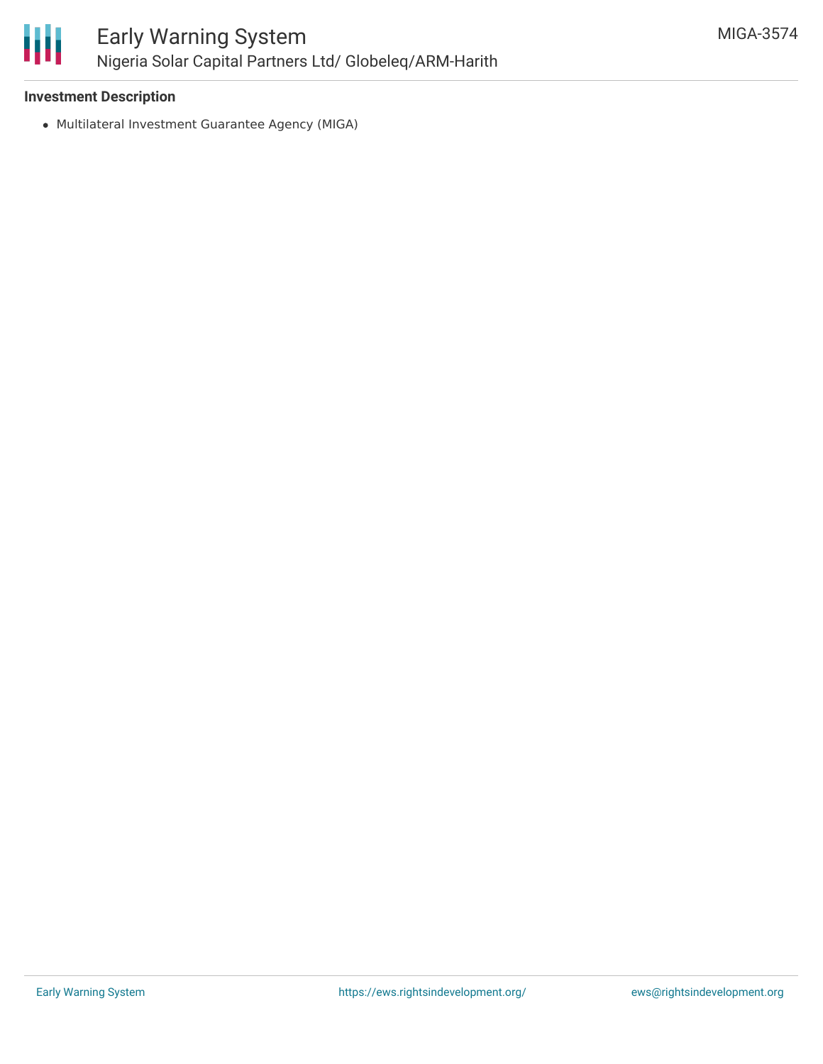### Investment Description

- Multilateral Investment Guarantee Agency (MIGA)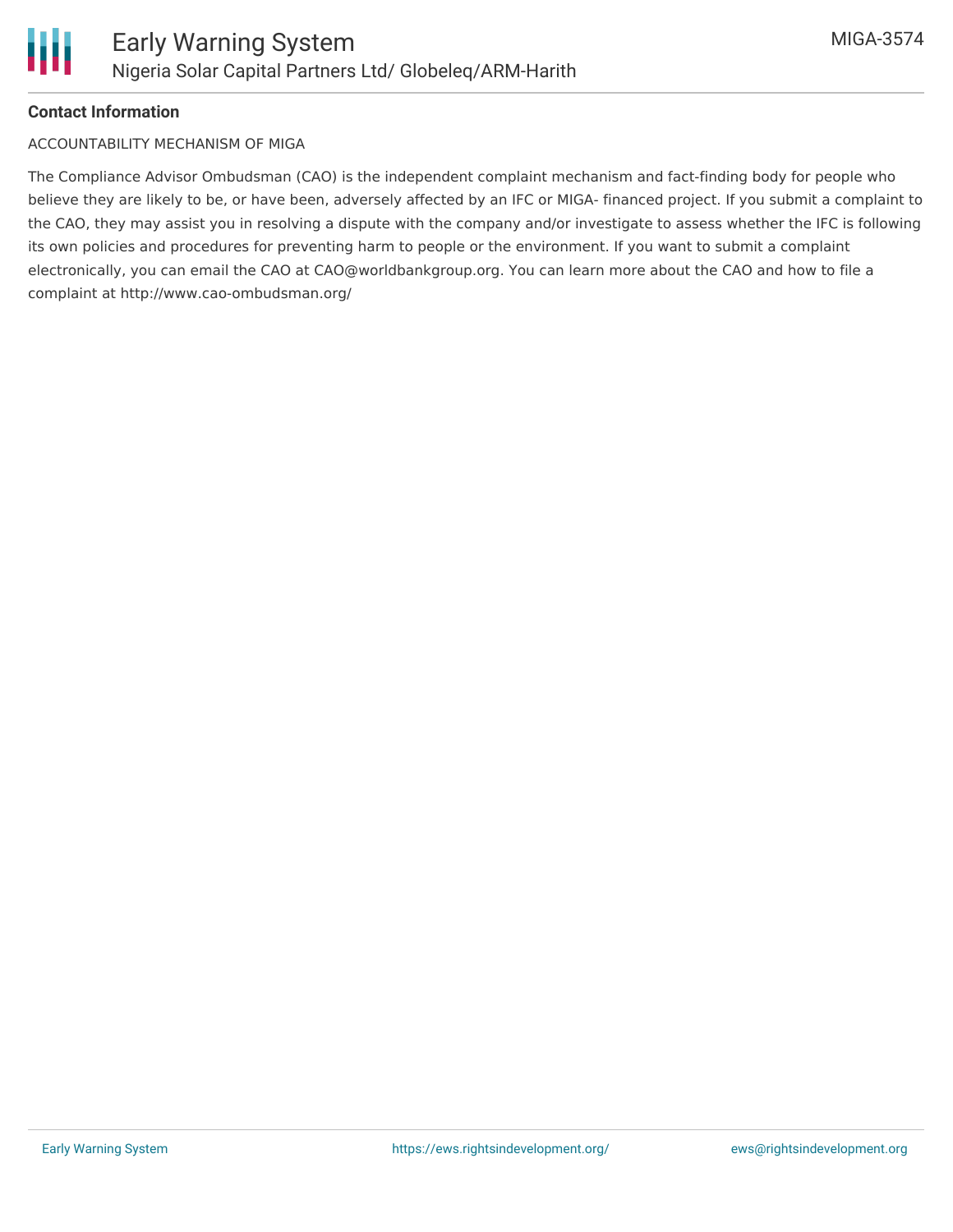**Contact Information**

ACCOUNTABILITY MECHANISM OF MIGA

The Compliance Advisor Ombudsman (CAO) is the independent complaint mechanism and fact-finding body for people who believe they are likely to be, or have been, adversely affected by an IFC or MIGA- financed project. If you submit a complaint to the CAO, they may assist you in resolving a dispute with the company and/or investigate to assess whether the IFC is following its own policies and procedures for preventing harm to people or the environment. If you want to submit a complaint electronically, you can email the CAO at CAO@worldbankgroup.org. You can learn more about the CAO and how to file a complaint at http://www.cao-ombudsman.org/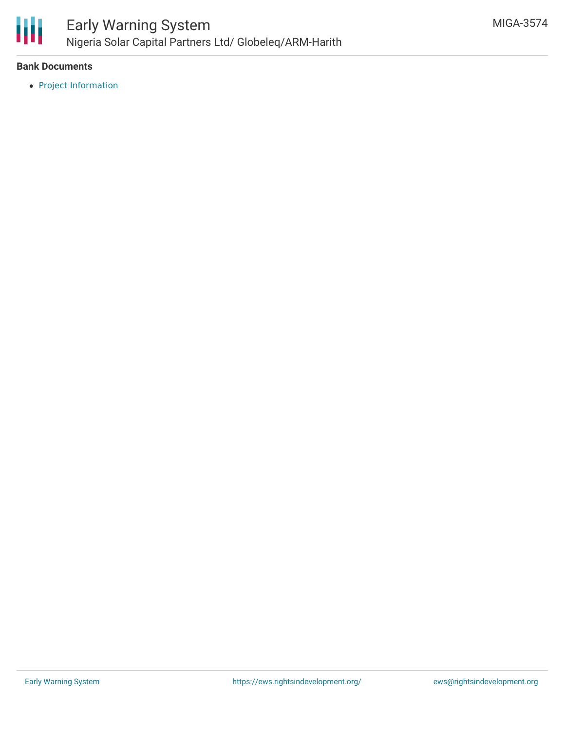**Bank Documents**

- Project Information